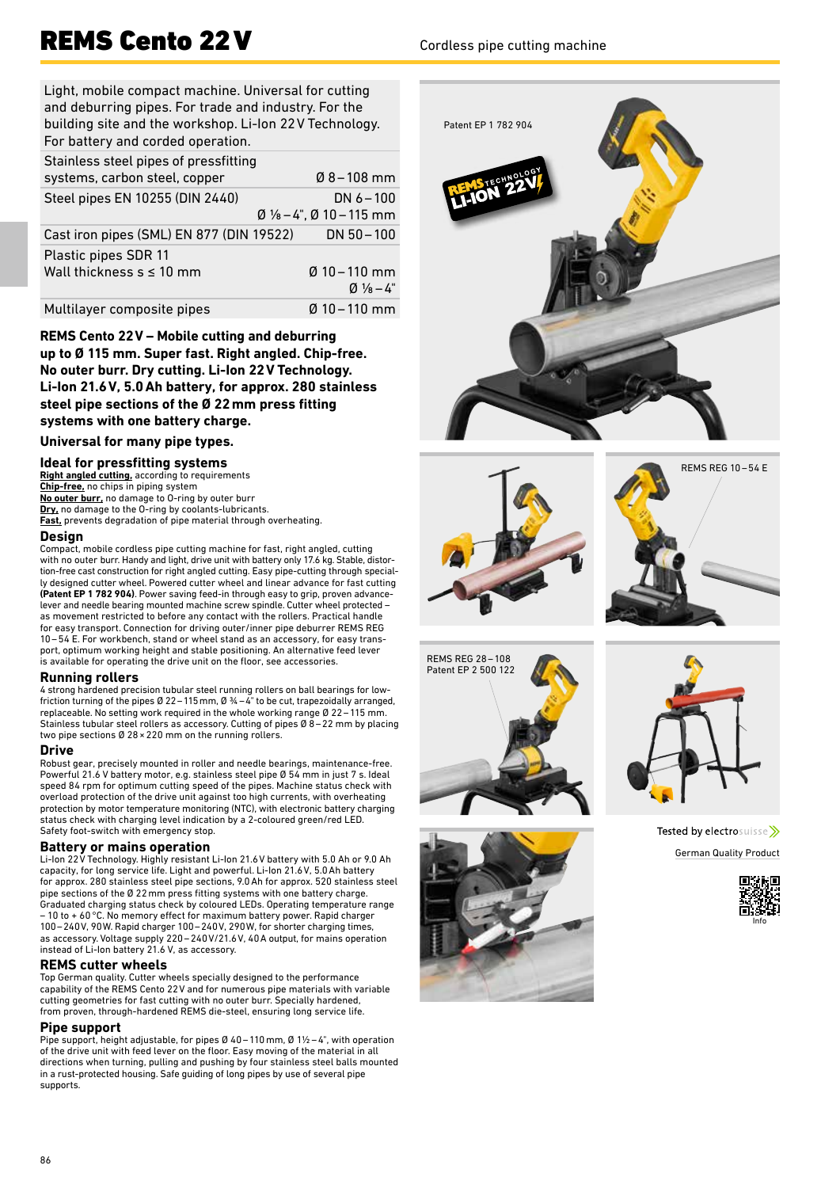# REMS Cento 22 V

Cordless pipe cutting machine

| Light, mobile compact machine. Universal for cutting and deburring pipes. For trade and industry. For the building site and the workshop. Li-Ion 22 V Technology. For battery and corded operation. | |
|---|---|
| Stainless steel pipes of pressfitting systems, carbon steel, copper | Ø 8 – 108 mm |
| Steel pipes EN 10255 (DIN 2440) | DN 6 – 100<br>Ø ⅛ – 4", Ø 10 – 115 mm |
| Cast iron pipes (SML) EN 877 (DIN 19522) | DN 50 – 100 |
| Plastic pipes SDR 11<br>Wall thickness s ≤ 10 mm | Ø 10 – 110 mm<br>Ø ⅛ – 4" |
| Multilayer composite pipes | Ø 10 – 110 mm |

**REMS Cento 22 V – Mobile cutting and deburring up to Ø 115 mm. Super fast. Right angled. Chip-free. No outer burr. Dry cutting. Li-Ion 22 V Technology. Li-Ion 21.6 V, 5.0 Ah battery, for approx. 280 stainless steel pipe sections of the Ø 22 mm press fitting systems with one battery charge.**

**Universal for many pipe types.**

## Ideal for pressfitting systems

**Right angled cutting,** according to requirements
**Chip-free,** no chips in piping system
**No outer burr,** no damage to O-ring by outer burr
**Dry,** no damage to the O-ring by coolants-lubricants.
**Fast,** prevents degradation of pipe material through overheating.

## Design

Compact, mobile cordless pipe cutting machine for fast, right angled, cutting with no outer burr. Handy and light, drive unit with battery only 17.6 kg. Stable, distortion-free cast construction for right angled cutting. Easy pipe-cutting through specially designed cutter wheel. Powered cutter wheel and linear advance for fast cutting **(Patent EP 1 782 904)**. Power saving feed-in through easy to grip, proven advance-lever and needle bearing mounted machine screw spindle. Cutter wheel protected – as movement restricted to before any contact with the rollers. Practical handle for easy transport. Connection for driving outer/inner pipe deburrer REMS REG 10 – 54 E. For workbench, stand or wheel stand as an accessory, for easy transport, optimum working height and stable positioning. An alternative feed lever is available for operating the drive unit on the floor, see accessories.

## Running rollers

4 strong hardened precision tubular steel running rollers on ball bearings for low-friction turning of the pipes Ø 22 – 115 mm, Ø ¾ – 4" to be cut, trapezoidally arranged, replaceable. No setting work required in the whole working range Ø 22 – 115 mm. Stainless tubular steel rollers as accessory. Cutting of pipes Ø 8 – 22 mm by placing two pipe sections Ø 28 × 220 mm on the running rollers.

## Drive

Robust gear, precisely mounted in roller and needle bearings, maintenance-free. Powerful 21.6 V battery motor, e.g. stainless steel pipe Ø 54 mm in just 7 s. Ideal speed 84 rpm for optimum cutting speed of the pipes. Machine status check with overload protection of the drive unit against too high currents, with overheating protection by motor temperature monitoring (NTC), with electronic battery charging status check with charging level indication by a 2-coloured green/red LED. Safety foot-switch with emergency stop.

## Battery or mains operation

Li-Ion 22 V Technology. Highly resistant Li-Ion 21.6 V battery with 5.0 Ah or 9.0 Ah capacity, for long service life. Light and powerful. Li-Ion 21.6 V, 5.0 Ah battery for approx. 280 stainless steel pipe sections, 9.0 Ah for approx. 520 stainless steel pipe sections of the Ø 22 mm press fitting systems with one battery charge. Graduated charging status check by coloured LEDs. Operating temperature range – 10 to + 60 °C. No memory effect for maximum battery power. Rapid charger 100 – 240 V, 90 W. Rapid charger 100 – 240 V, 290 W, for shorter charging times, as accessory. Voltage supply 220 – 240 V/21.6 V, 40 A output, for mains operation instead of Li-Ion battery 21.6 V, as accessory.

## REMS cutter wheels

Top German quality. Cutter wheels specially designed to the performance capability of the REMS Cento 22 V and for numerous pipe materials with variable cutting geometries for fast cutting with no outer burr. Specially hardened, from proven, through-hardened REMS die-steel, ensuring long service life.

## Pipe support

Pipe support, height adjustable, for pipes Ø 40 – 110 mm, Ø 1½ – 4", with operation of the drive unit with feed lever on the floor. Easy moving of the material in all directions when turning, pulling and pushing by four stainless steel balls mounted in a rust-protected housing. Safe guiding of long pipes by use of several pipe supports.

Patent EP 1 782 904

REMS TECHNOLOGY LI-ION 22V

REMS REG 10 – 54 E

REMS REG 28 – 108
Patent EP 2 500 122

Tested by electrosuisse

German Quality Product

Info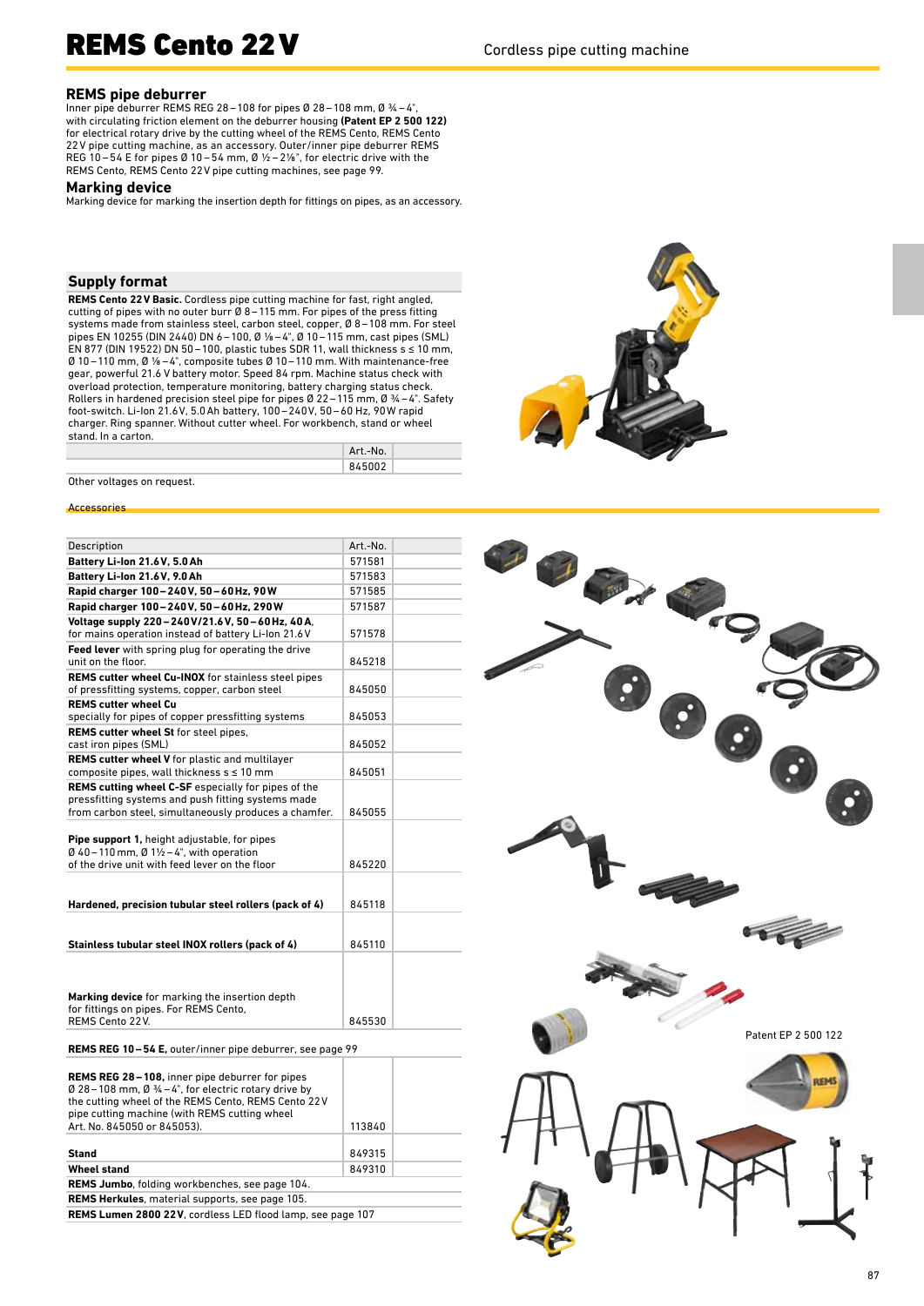# REMS Cento 22 V

Cordless pipe cutting machine

### REMS pipe deburrer

Inner pipe deburrer REMS REG 28 – 108 for pipes Ø 28 – 108 mm, Ø ¾ – 4", with circulating friction element on the deburrer housing **(Patent EP 2 500 122)** for electrical rotary drive by the cutting wheel of the REMS Cento, REMS Cento 22 V pipe cutting machine, as an accessory. Outer/inner pipe deburrer REMS REG 10 – 54 E for pipes Ø 10 – 54 mm, Ø ½ – 2⅛", for electric drive with the REMS Cento, REMS Cento 22 V pipe cutting machines, see page 99.

### Marking device

Marking device for marking the insertion depth for fittings on pipes, as an accessory.

## Supply format

**REMS Cento 22 V Basic.** Cordless pipe cutting machine for fast, right angled, cutting of pipes with no outer burr Ø 8 – 115 mm. For pipes of the press fitting systems made from stainless steel, carbon steel, copper, Ø 8 – 108 mm. For steel pipes EN 10255 (DIN 2440) DN 6 – 100, Ø ⅛ – 4", Ø 10 – 115 mm, cast pipes (SML) EN 877 (DIN 19522) DN 50 – 100, plastic tubes SDR 11, wall thickness s ≤ 10 mm, Ø 10 – 110 mm, Ø ⅛ – 4", composite tubes Ø 10 – 110 mm. With maintenance-free gear, powerful 21.6 V battery motor. Speed 84 rpm. Machine status check with overload protection, temperature monitoring, battery charging status check. Rollers in hardened precision steel pipe for pipes Ø 22 – 115 mm, Ø ¾ – 4". Safety foot-switch. Li-Ion 21.6 V, 5.0 Ah battery, 100 – 240 V, 50 – 60 Hz, 90 W rapid charger. Ring spanner. Without cutter wheel. For workbench, stand or wheel stand. In a carton.

| | Art.-No. | |
|---|---|---|
| | 845002 | |

Other voltages on request.

Accessories

| Description | Art.-No. | |
|---|---|---|
| **Battery Li-Ion 21.6 V, 5.0 Ah** | 571581 | |
| **Battery Li-Ion 21.6 V, 9.0 Ah** | 571583 | |
| **Rapid charger 100 – 240 V, 50 – 60 Hz, 90 W** | 571585 | |
| **Rapid charger 100 – 240 V, 50 – 60 Hz, 290 W** | 571587 | |
| **Voltage supply 220 – 240 V/21.6 V, 50 – 60 Hz, 40 A,** for mains operation instead of battery Li-Ion 21.6 V | 571578 | |
| **Feed lever** with spring plug for operating the drive unit on the floor. | 845218 | |
| **REMS cutter wheel Cu-INOX** for stainless steel pipes of pressfitting systems, copper, carbon steel | 845050 | |
| **REMS cutter wheel Cu** specially for pipes of copper pressfitting systems | 845053 | |
| **REMS cutter wheel St** for steel pipes, cast iron pipes (SML) | 845052 | |
| **REMS cutter wheel V** for plastic and multilayer composite pipes, wall thickness s ≤ 10 mm | 845051 | |
| **REMS cutting wheel C-SF** especially for pipes of the pressfitting systems and push fitting systems made from carbon steel, simultaneously produces a chamfer. | 845055 | |
| **Pipe support 1,** height adjustable, for pipes Ø 40 – 110 mm, Ø 1½ – 4", with operation of the drive unit with feed lever on the floor | 845220 | |
| **Hardened, precision tubular steel rollers (pack of 4)** | 845118 | |
| **Stainless tubular steel INOX rollers (pack of 4)** | 845110 | |
| **Marking device** for marking the insertion depth for fittings on pipes. For REMS Cento, REMS Cento 22 V. | 845530 | |
| **REMS REG 10 – 54 E,** outer/inner pipe deburrer, see page 99 | | |
| **REMS REG 28 – 108,** inner pipe deburrer for pipes Ø 28 – 108 mm, Ø ¾ – 4", for electric rotary drive by the cutting wheel of the REMS Cento, REMS Cento 22 V pipe cutting machine (with REMS cutting wheel Art. No. 845050 or 845053). | 113840 | |
| **Stand** | 849315 | |
| **Wheel stand** | 849310 | |
| **REMS Jumbo**, folding workbenches, see page 104. | | |
| **REMS Herkules**, material supports, see page 105. | | |
| **REMS Lumen 2800 22 V**, cordless LED flood lamp, see page 107 | | |

Patent EP 2 500 122